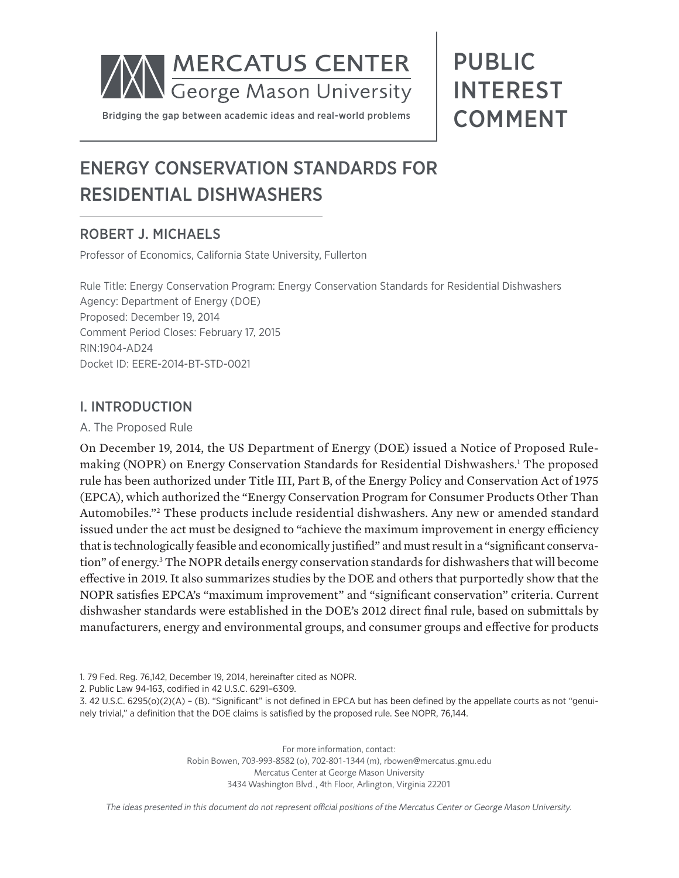MERCATUS CENTER
George Mason University

Bridging the gap between academic ideas and real-world problems

PUBLIC INTEREST COMMENT

# ENERGY CONSERVATION STANDARDS FOR RESIDENTIAL DISHWASHERS

## ROBERT J. MICHAELS

Professor of Economics, California State University, Fullerton

Rule Title: Energy Conservation Program: Energy Conservation Standards for Residential Dishwashers
Agency: Department of Energy (DOE)
Proposed: December 19, 2014
Comment Period Closes: February 17, 2015
RIN:1904-AD24
Docket ID: EERE-2014-BT-STD-0021

## I. INTRODUCTION

### A. The Proposed Rule

On December 19, 2014, the US Department of Energy (DOE) issued a Notice of Proposed Rulemaking (NOPR) on Energy Conservation Standards for Residential Dishwashers.[1] The proposed rule has been authorized under Title III, Part B, of the Energy Policy and Conservation Act of 1975 (EPCA), which authorized the "Energy Conservation Program for Consumer Products Other Than Automobiles."[2] These products include residential dishwashers. Any new or amended standard issued under the act must be designed to "achieve the maximum improvement in energy efficiency that is technologically feasible and economically justified" and must result in a "significant conservation" of energy.[3] The NOPR details energy conservation standards for dishwashers that will become effective in 2019. It also summarizes studies by the DOE and others that purportedly show that the NOPR satisfies EPCA's "maximum improvement" and "significant conservation" criteria. Current dishwasher standards were established in the DOE's 2012 direct final rule, based on submittals by manufacturers, energy and environmental groups, and consumer groups and effective for products

1. 79 Fed. Reg. 76,142, December 19, 2014, hereinafter cited as NOPR.
2. Public Law 94-163, codified in 42 U.S.C. 6291–6309.
3. 42 U.S.C. 6295(o)(2)(A) – (B). "Significant" is not defined in EPCA but has been defined by the appellate courts as not "genuinely trivial," a definition that the DOE claims is satisfied by the proposed rule. See NOPR, 76,144.

For more information, contact:
Robin Bowen, 703-993-8582 (o), 702-801-1344 (m), rbowen@mercatus.gmu.edu
Mercatus Center at George Mason University
3434 Washington Blvd., 4th Floor, Arlington, Virginia 22201

*The ideas presented in this document do not represent official positions of the Mercatus Center or George Mason University.*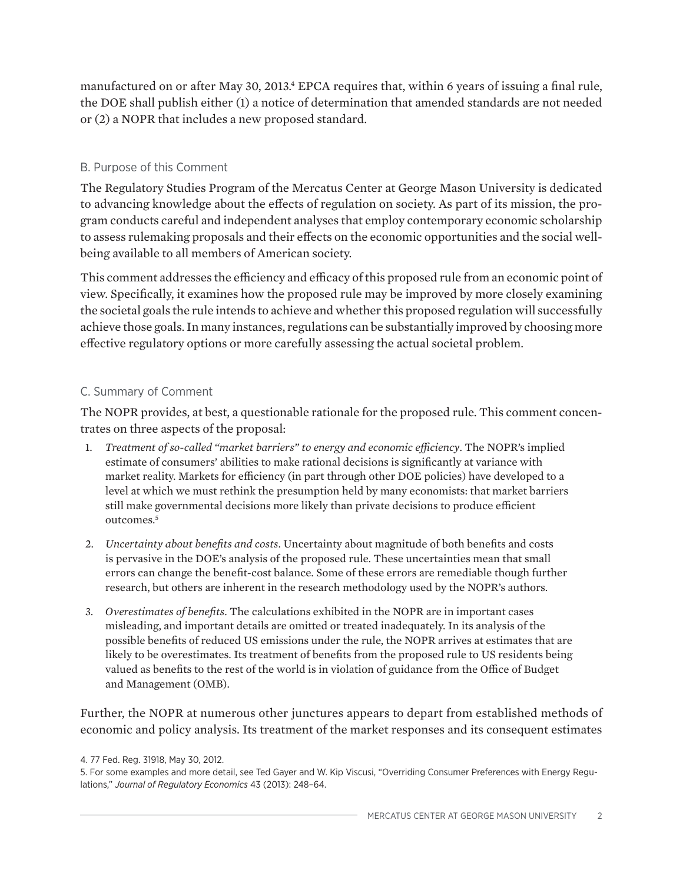manufactured on or after May 30, 2013.[4] EPCA requires that, within 6 years of issuing a final rule, the DOE shall publish either (1) a notice of determination that amended standards are not needed or (2) a NOPR that includes a new proposed standard.

## B. Purpose of this Comment

The Regulatory Studies Program of the Mercatus Center at George Mason University is dedicated to advancing knowledge about the effects of regulation on society. As part of its mission, the program conducts careful and independent analyses that employ contemporary economic scholarship to assess rulemaking proposals and their effects on the economic opportunities and the social well-being available to all members of American society.

This comment addresses the efficiency and efficacy of this proposed rule from an economic point of view. Specifically, it examines how the proposed rule may be improved by more closely examining the societal goals the rule intends to achieve and whether this proposed regulation will successfully achieve those goals. In many instances, regulations can be substantially improved by choosing more effective regulatory options or more carefully assessing the actual societal problem.

## C. Summary of Comment

The NOPR provides, at best, a questionable rationale for the proposed rule. This comment concentrates on three aspects of the proposal:

1. *Treatment of so-called "market barriers" to energy and economic efficiency*. The NOPR's implied estimate of consumers' abilities to make rational decisions is significantly at variance with market reality. Markets for efficiency (in part through other DOE policies) have developed to a level at which we must rethink the presumption held by many economists: that market barriers still make governmental decisions more likely than private decisions to produce efficient outcomes.[5]
2. *Uncertainty about benefits and costs*. Uncertainty about magnitude of both benefits and costs is pervasive in the DOE's analysis of the proposed rule. These uncertainties mean that small errors can change the benefit-cost balance. Some of these errors are remediable though further research, but others are inherent in the research methodology used by the NOPR's authors.
3. *Overestimates of benefits*. The calculations exhibited in the NOPR are in important cases misleading, and important details are omitted or treated inadequately. In its analysis of the possible benefits of reduced US emissions under the rule, the NOPR arrives at estimates that are likely to be overestimates. Its treatment of benefits from the proposed rule to US residents being valued as benefits to the rest of the world is in violation of guidance from the Office of Budget and Management (OMB).

Further, the NOPR at numerous other junctures appears to depart from established methods of economic and policy analysis. Its treatment of the market responses and its consequent estimates

4. 77 Fed. Reg. 31918, May 30, 2012.

5. For some examples and more detail, see Ted Gayer and W. Kip Viscusi, "Overriding Consumer Preferences with Energy Regulations," *Journal of Regulatory Economics* 43 (2013): 248–64.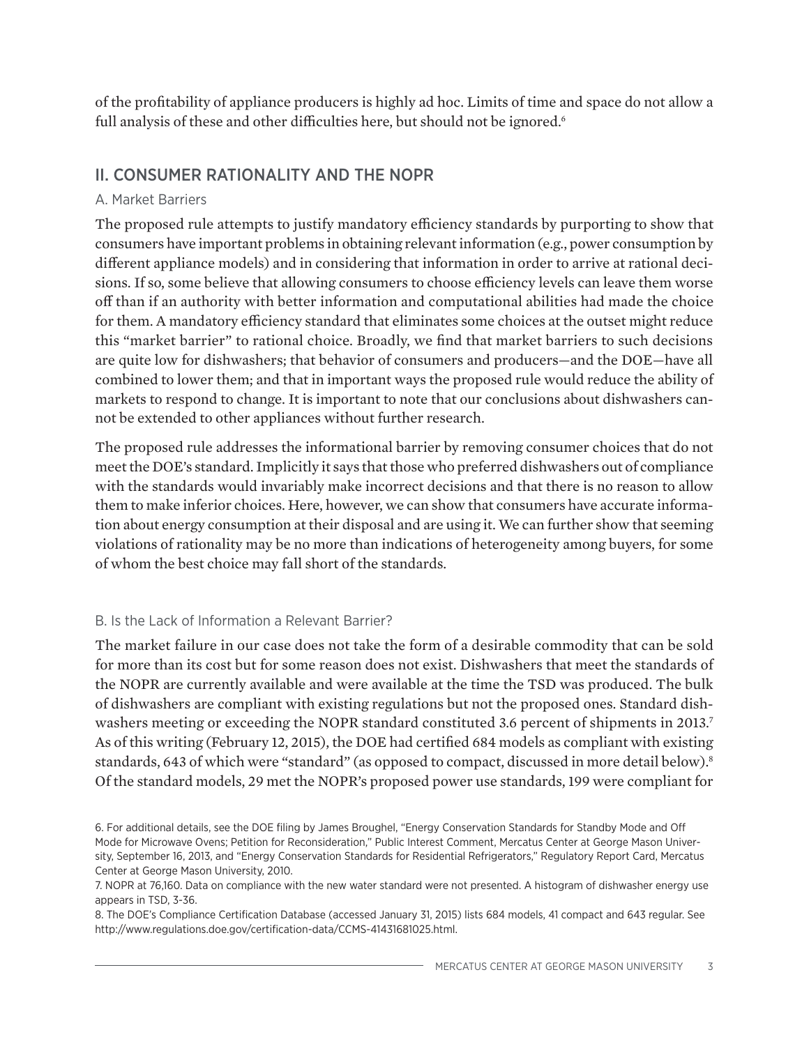of the profitability of appliance producers is highly ad hoc. Limits of time and space do not allow a full analysis of these and other difficulties here, but should not be ignored.[6]

## II. CONSUMER RATIONALITY AND THE NOPR

### A. Market Barriers

The proposed rule attempts to justify mandatory efficiency standards by purporting to show that consumers have important problems in obtaining relevant information (e.g., power consumption by different appliance models) and in considering that information in order to arrive at rational decisions. If so, some believe that allowing consumers to choose efficiency levels can leave them worse off than if an authority with better information and computational abilities had made the choice for them. A mandatory efficiency standard that eliminates some choices at the outset might reduce this "market barrier" to rational choice. Broadly, we find that market barriers to such decisions are quite low for dishwashers; that behavior of consumers and producers—and the DOE—have all combined to lower them; and that in important ways the proposed rule would reduce the ability of markets to respond to change. It is important to note that our conclusions about dishwashers cannot be extended to other appliances without further research.

The proposed rule addresses the informational barrier by removing consumer choices that do not meet the DOE's standard. Implicitly it says that those who preferred dishwashers out of compliance with the standards would invariably make incorrect decisions and that there is no reason to allow them to make inferior choices. Here, however, we can show that consumers have accurate information about energy consumption at their disposal and are using it. We can further show that seeming violations of rationality may be no more than indications of heterogeneity among buyers, for some of whom the best choice may fall short of the standards.

### B. Is the Lack of Information a Relevant Barrier?

The market failure in our case does not take the form of a desirable commodity that can be sold for more than its cost but for some reason does not exist. Dishwashers that meet the standards of the NOPR are currently available and were available at the time the TSD was produced. The bulk of dishwashers are compliant with existing regulations but not the proposed ones. Standard dishwashers meeting or exceeding the NOPR standard constituted 3.6 percent of shipments in 2013.[7] As of this writing (February 12, 2015), the DOE had certified 684 models as compliant with existing standards, 643 of which were "standard" (as opposed to compact, discussed in more detail below).[8] Of the standard models, 29 met the NOPR's proposed power use standards, 199 were compliant for

6. For additional details, see the DOE filing by James Broughel, "Energy Conservation Standards for Standby Mode and Off Mode for Microwave Ovens; Petition for Reconsideration," Public Interest Comment, Mercatus Center at George Mason University, September 16, 2013, and "Energy Conservation Standards for Residential Refrigerators," Regulatory Report Card, Mercatus Center at George Mason University, 2010.

7. NOPR at 76,160. Data on compliance with the new water standard were not presented. A histogram of dishwasher energy use appears in TSD, 3-36.

8. The DOE's Compliance Certification Database (accessed January 31, 2015) lists 684 models, 41 compact and 643 regular. See http://www.regulations.doe.gov/certification-data/CCMS-41431681025.html.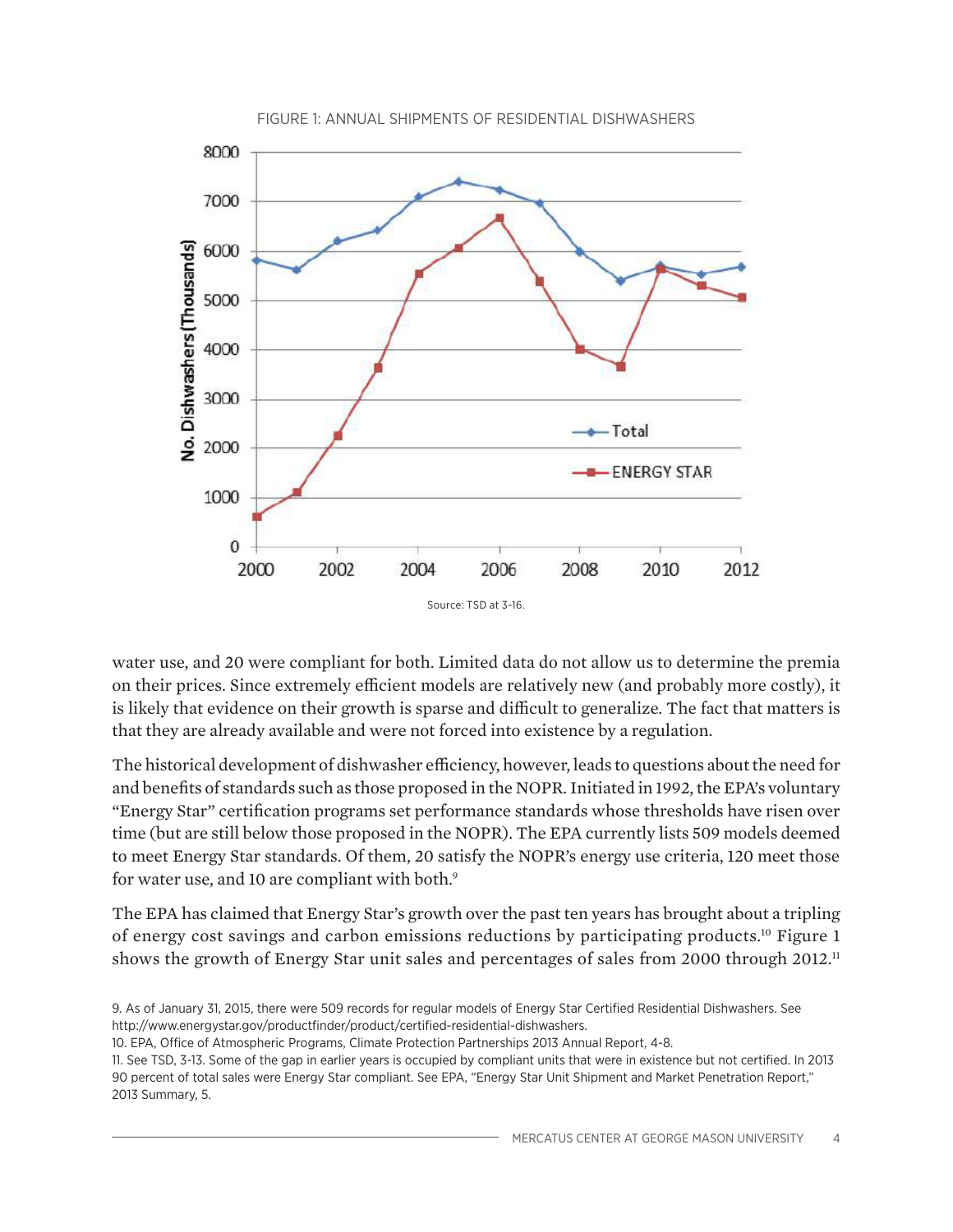FIGURE 1: ANNUAL SHIPMENTS OF RESIDENTIAL DISHWASHERS

Source: TSD at 3-16.

water use, and 20 were compliant for both. Limited data do not allow us to determine the premia on their prices. Since extremely efficient models are relatively new (and probably more costly), it is likely that evidence on their growth is sparse and difficult to generalize. The fact that matters is that they are already available and were not forced into existence by a regulation.

The historical development of dishwasher efficiency, however, leads to questions about the need for and benefits of standards such as those proposed in the NOPR. Initiated in 1992, the EPA's voluntary "Energy Star" certification programs set performance standards whose thresholds have risen over time (but are still below those proposed in the NOPR). The EPA currently lists 509 models deemed to meet Energy Star standards. Of them, 20 satisfy the NOPR's energy use criteria, 120 meet those for water use, and 10 are compliant with both.[9]

The EPA has claimed that Energy Star's growth over the past ten years has brought about a tripling of energy cost savings and carbon emissions reductions by participating products.[10] Figure 1 shows the growth of Energy Star unit sales and percentages of sales from 2000 through 2012.[11]

9. As of January 31, 2015, there were 509 records for regular models of Energy Star Certified Residential Dishwashers. See http://www.energystar.gov/productfinder/product/certified-residential-dishwashers.

10. EPA, Office of Atmospheric Programs, Climate Protection Partnerships 2013 Annual Report, 4-8.

11. See TSD, 3-13. Some of the gap in earlier years is occupied by compliant units that were in existence but not certified. In 2013 90 percent of total sales were Energy Star compliant. See EPA, "Energy Star Unit Shipment and Market Penetration Report," 2013 Summary, 5.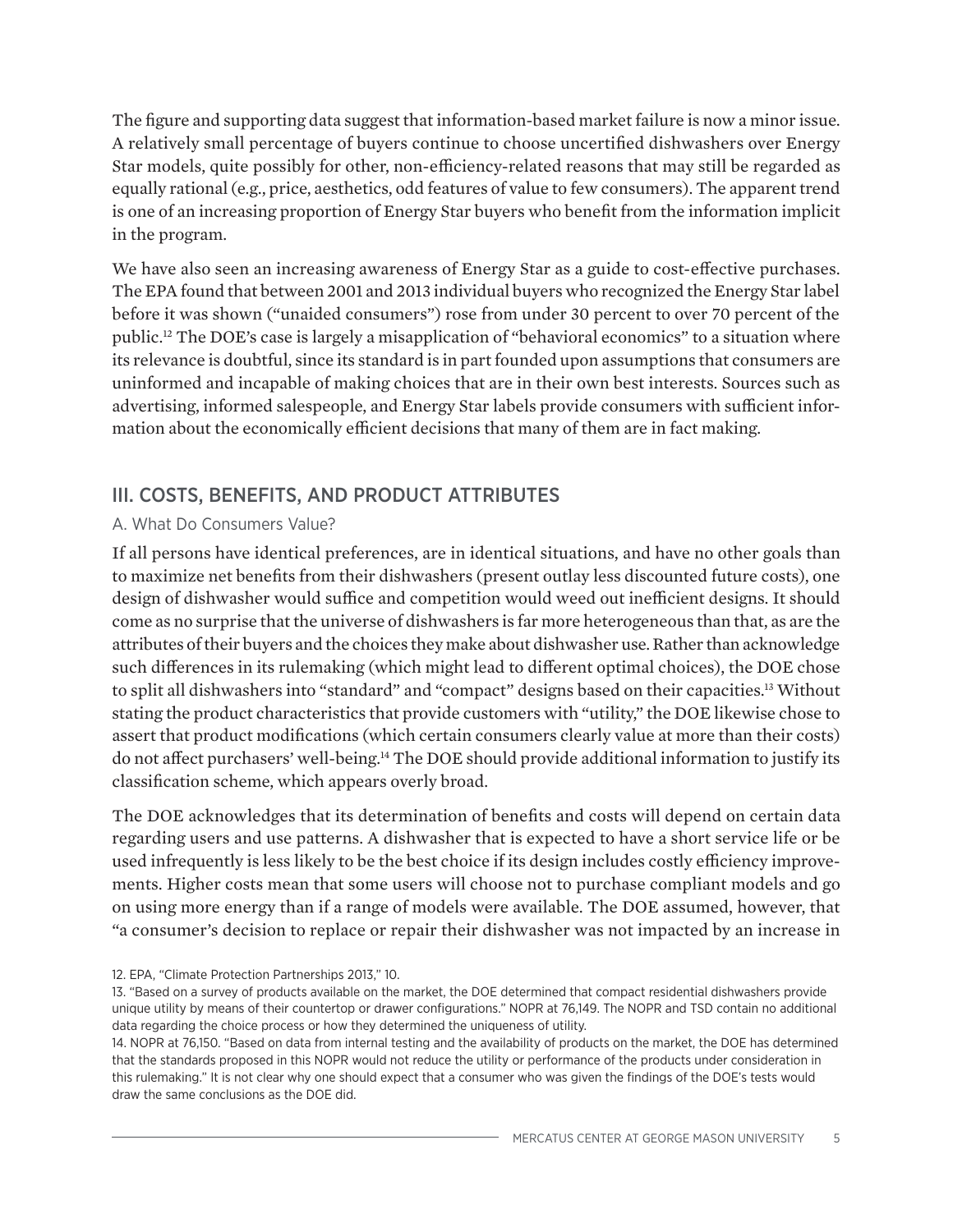The figure and supporting data suggest that information-based market failure is now a minor issue. A relatively small percentage of buyers continue to choose uncertified dishwashers over Energy Star models, quite possibly for other, non-efficiency-related reasons that may still be regarded as equally rational (e.g., price, aesthetics, odd features of value to few consumers). The apparent trend is one of an increasing proportion of Energy Star buyers who benefit from the information implicit in the program.

We have also seen an increasing awareness of Energy Star as a guide to cost-effective purchases. The EPA found that between 2001 and 2013 individual buyers who recognized the Energy Star label before it was shown ("unaided consumers") rose from under 30 percent to over 70 percent of the public.[12] The DOE's case is largely a misapplication of "behavioral economics" to a situation where its relevance is doubtful, since its standard is in part founded upon assumptions that consumers are uninformed and incapable of making choices that are in their own best interests. Sources such as advertising, informed salespeople, and Energy Star labels provide consumers with sufficient information about the economically efficient decisions that many of them are in fact making.

## III. COSTS, BENEFITS, AND PRODUCT ATTRIBUTES

### A. What Do Consumers Value?

If all persons have identical preferences, are in identical situations, and have no other goals than to maximize net benefits from their dishwashers (present outlay less discounted future costs), one design of dishwasher would suffice and competition would weed out inefficient designs. It should come as no surprise that the universe of dishwashers is far more heterogeneous than that, as are the attributes of their buyers and the choices they make about dishwasher use. Rather than acknowledge such differences in its rulemaking (which might lead to different optimal choices), the DOE chose to split all dishwashers into "standard" and "compact" designs based on their capacities.[13] Without stating the product characteristics that provide customers with "utility," the DOE likewise chose to assert that product modifications (which certain consumers clearly value at more than their costs) do not affect purchasers' well-being.[14] The DOE should provide additional information to justify its classification scheme, which appears overly broad.

The DOE acknowledges that its determination of benefits and costs will depend on certain data regarding users and use patterns. A dishwasher that is expected to have a short service life or be used infrequently is less likely to be the best choice if its design includes costly efficiency improvements. Higher costs mean that some users will choose not to purchase compliant models and go on using more energy than if a range of models were available. The DOE assumed, however, that "a consumer's decision to replace or repair their dishwasher was not impacted by an increase in

12. EPA, "Climate Protection Partnerships 2013," 10.

13. "Based on a survey of products available on the market, the DOE determined that compact residential dishwashers provide unique utility by means of their countertop or drawer configurations." NOPR at 76,149. The NOPR and TSD contain no additional data regarding the choice process or how they determined the uniqueness of utility.

14. NOPR at 76,150. "Based on data from internal testing and the availability of products on the market, the DOE has determined that the standards proposed in this NOPR would not reduce the utility or performance of the products under consideration in this rulemaking." It is not clear why one should expect that a consumer who was given the findings of the DOE's tests would draw the same conclusions as the DOE did.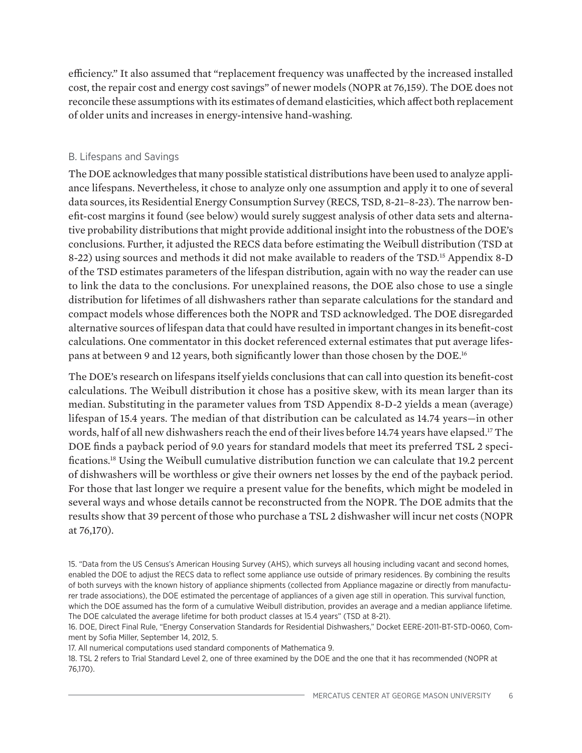efficiency." It also assumed that "replacement frequency was unaffected by the increased installed cost, the repair cost and energy cost savings" of newer models (NOPR at 76,159). The DOE does not reconcile these assumptions with its estimates of demand elasticities, which affect both replacement of older units and increases in energy-intensive hand-washing.

## B. Lifespans and Savings

The DOE acknowledges that many possible statistical distributions have been used to analyze appliance lifespans. Nevertheless, it chose to analyze only one assumption and apply it to one of several data sources, its Residential Energy Consumption Survey (RECS, TSD, 8-21–8-23). The narrow benefit-cost margins it found (see below) would surely suggest analysis of other data sets and alternative probability distributions that might provide additional insight into the robustness of the DOE's conclusions. Further, it adjusted the RECS data before estimating the Weibull distribution (TSD at 8-22) using sources and methods it did not make available to readers of the TSD.[15] Appendix 8-D of the TSD estimates parameters of the lifespan distribution, again with no way the reader can use to link the data to the conclusions. For unexplained reasons, the DOE also chose to use a single distribution for lifetimes of all dishwashers rather than separate calculations for the standard and compact models whose differences both the NOPR and TSD acknowledged. The DOE disregarded alternative sources of lifespan data that could have resulted in important changes in its benefit-cost calculations. One commentator in this docket referenced external estimates that put average lifespans at between 9 and 12 years, both significantly lower than those chosen by the DOE.[16]

The DOE's research on lifespans itself yields conclusions that can call into question its benefit-cost calculations. The Weibull distribution it chose has a positive skew, with its mean larger than its median. Substituting in the parameter values from TSD Appendix 8-D-2 yields a mean (average) lifespan of 15.4 years. The median of that distribution can be calculated as 14.74 years—in other words, half of all new dishwashers reach the end of their lives before 14.74 years have elapsed.[17] The DOE finds a payback period of 9.0 years for standard models that meet its preferred TSL 2 specifications.[18] Using the Weibull cumulative distribution function we can calculate that 19.2 percent of dishwashers will be worthless or give their owners net losses by the end of the payback period. For those that last longer we require a present value for the benefits, which might be modeled in several ways and whose details cannot be reconstructed from the NOPR. The DOE admits that the results show that 39 percent of those who purchase a TSL 2 dishwasher will incur net costs (NOPR at 76,170).

15. "Data from the US Census's American Housing Survey (AHS), which surveys all housing including vacant and second homes, enabled the DOE to adjust the RECS data to reflect some appliance use outside of primary residences. By combining the results of both surveys with the known history of appliance shipments (collected from Appliance magazine or directly from manufacturer trade associations), the DOE estimated the percentage of appliances of a given age still in operation. This survival function, which the DOE assumed has the form of a cumulative Weibull distribution, provides an average and a median appliance lifetime. The DOE calculated the average lifetime for both product classes at 15.4 years" (TSD at 8-21).

16. DOE, Direct Final Rule, "Energy Conservation Standards for Residential Dishwashers," Docket EERE-2011-BT-STD-0060, Comment by Sofia Miller, September 14, 2012, 5.

17. All numerical computations used standard components of Mathematica 9.

18. TSL 2 refers to Trial Standard Level 2, one of three examined by the DOE and the one that it has recommended (NOPR at 76,170).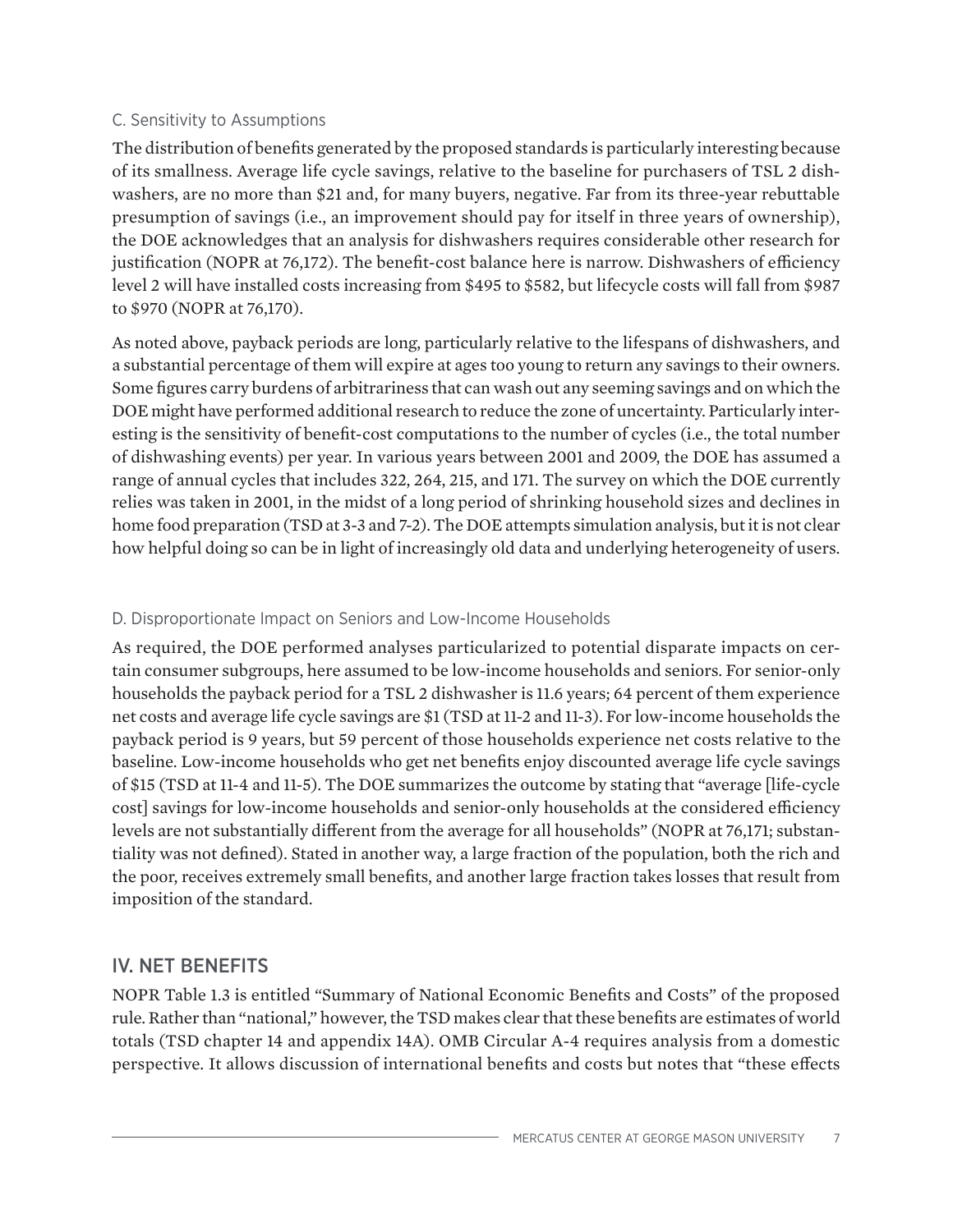### C. Sensitivity to Assumptions

The distribution of benefits generated by the proposed standards is particularly interesting because of its smallness. Average life cycle savings, relative to the baseline for purchasers of TSL 2 dishwashers, are no more than $21 and, for many buyers, negative. Far from its three-year rebuttable presumption of savings (i.e., an improvement should pay for itself in three years of ownership), the DOE acknowledges that an analysis for dishwashers requires considerable other research for justification (NOPR at 76,172). The benefit-cost balance here is narrow. Dishwashers of efficiency level 2 will have installed costs increasing from $495 to $582, but lifecycle costs will fall from $987 to $970 (NOPR at 76,170).

As noted above, payback periods are long, particularly relative to the lifespans of dishwashers, and a substantial percentage of them will expire at ages too young to return any savings to their owners. Some figures carry burdens of arbitrariness that can wash out any seeming savings and on which the DOE might have performed additional research to reduce the zone of uncertainty. Particularly interesting is the sensitivity of benefit-cost computations to the number of cycles (i.e., the total number of dishwashing events) per year. In various years between 2001 and 2009, the DOE has assumed a range of annual cycles that includes 322, 264, 215, and 171. The survey on which the DOE currently relies was taken in 2001, in the midst of a long period of shrinking household sizes and declines in home food preparation (TSD at 3-3 and 7-2). The DOE attempts simulation analysis, but it is not clear how helpful doing so can be in light of increasingly old data and underlying heterogeneity of users.

### D. Disproportionate Impact on Seniors and Low-Income Households

As required, the DOE performed analyses particularized to potential disparate impacts on certain consumer subgroups, here assumed to be low-income households and seniors. For senior-only households the payback period for a TSL 2 dishwasher is 11.6 years; 64 percent of them experience net costs and average life cycle savings are $1 (TSD at 11-2 and 11-3). For low-income households the payback period is 9 years, but 59 percent of those households experience net costs relative to the baseline. Low-income households who get net benefits enjoy discounted average life cycle savings of $15 (TSD at 11-4 and 11-5). The DOE summarizes the outcome by stating that "average [life-cycle cost] savings for low-income households and senior-only households at the considered efficiency levels are not substantially different from the average for all households" (NOPR at 76,171; substantiality was not defined). Stated in another way, a large fraction of the population, both the rich and the poor, receives extremely small benefits, and another large fraction takes losses that result from imposition of the standard.

## IV. NET BENEFITS

NOPR Table 1.3 is entitled "Summary of National Economic Benefits and Costs" of the proposed rule. Rather than "national," however, the TSD makes clear that these benefits are estimates of world totals (TSD chapter 14 and appendix 14A). OMB Circular A-4 requires analysis from a domestic perspective. It allows discussion of international benefits and costs but notes that "these effects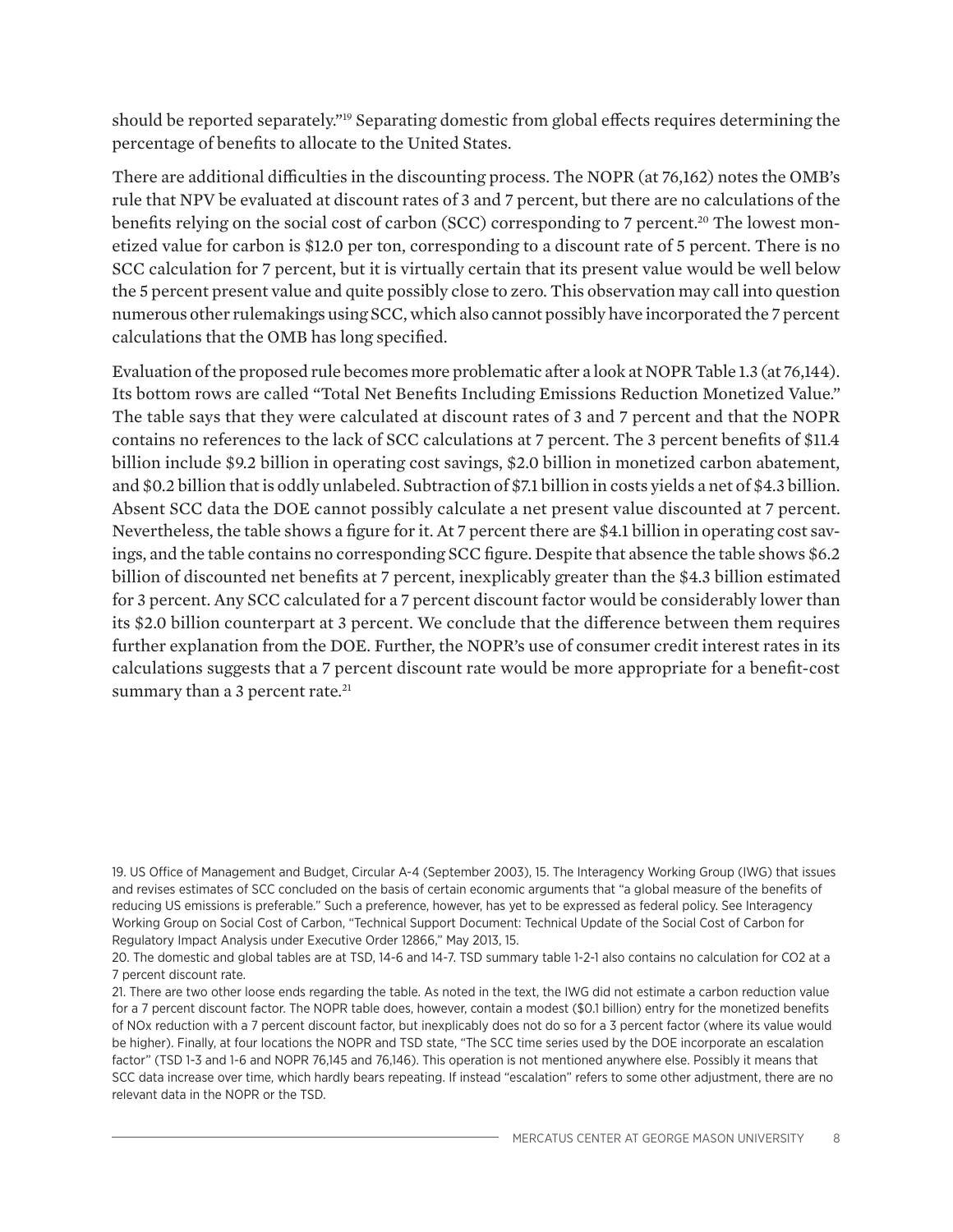should be reported separately."[19] Separating domestic from global effects requires determining the percentage of benefits to allocate to the United States.

There are additional difficulties in the discounting process. The NOPR (at 76,162) notes the OMB's rule that NPV be evaluated at discount rates of 3 and 7 percent, but there are no calculations of the benefits relying on the social cost of carbon (SCC) corresponding to 7 percent.[20] The lowest monetized value for carbon is $12.0 per ton, corresponding to a discount rate of 5 percent. There is no SCC calculation for 7 percent, but it is virtually certain that its present value would be well below the 5 percent present value and quite possibly close to zero. This observation may call into question numerous other rulemakings using SCC, which also cannot possibly have incorporated the 7 percent calculations that the OMB has long specified.

Evaluation of the proposed rule becomes more problematic after a look at NOPR Table 1.3 (at 76,144). Its bottom rows are called "Total Net Benefits Including Emissions Reduction Monetized Value." The table says that they were calculated at discount rates of 3 and 7 percent and that the NOPR contains no references to the lack of SCC calculations at 7 percent. The 3 percent benefits of $11.4 billion include $9.2 billion in operating cost savings, $2.0 billion in monetized carbon abatement, and $0.2 billion that is oddly unlabeled. Subtraction of $7.1 billion in costs yields a net of $4.3 billion. Absent SCC data the DOE cannot possibly calculate a net present value discounted at 7 percent. Nevertheless, the table shows a figure for it. At 7 percent there are $4.1 billion in operating cost savings, and the table contains no corresponding SCC figure. Despite that absence the table shows $6.2 billion of discounted net benefits at 7 percent, inexplicably greater than the $4.3 billion estimated for 3 percent. Any SCC calculated for a 7 percent discount factor would be considerably lower than its $2.0 billion counterpart at 3 percent. We conclude that the difference between them requires further explanation from the DOE. Further, the NOPR's use of consumer credit interest rates in its calculations suggests that a 7 percent discount rate would be more appropriate for a benefit-cost summary than a 3 percent rate.[21]

19. US Office of Management and Budget, Circular A-4 (September 2003), 15. The Interagency Working Group (IWG) that issues and revises estimates of SCC concluded on the basis of certain economic arguments that "a global measure of the benefits of reducing US emissions is preferable." Such a preference, however, has yet to be expressed as federal policy. See Interagency Working Group on Social Cost of Carbon, "Technical Support Document: Technical Update of the Social Cost of Carbon for Regulatory Impact Analysis under Executive Order 12866," May 2013, 15.

20. The domestic and global tables are at TSD, 14-6 and 14-7. TSD summary table 1-2-1 also contains no calculation for CO2 at a 7 percent discount rate.

21. There are two other loose ends regarding the table. As noted in the text, the IWG did not estimate a carbon reduction value for a 7 percent discount factor. The NOPR table does, however, contain a modest ($0.1 billion) entry for the monetized benefits of NOx reduction with a 7 percent discount factor, but inexplicably does not do so for a 3 percent factor (where its value would be higher). Finally, at four locations the NOPR and TSD state, "The SCC time series used by the DOE incorporate an escalation factor" (TSD 1-3 and 1-6 and NOPR 76,145 and 76,146). This operation is not mentioned anywhere else. Possibly it means that SCC data increase over time, which hardly bears repeating. If instead "escalation" refers to some other adjustment, there are no relevant data in the NOPR or the TSD.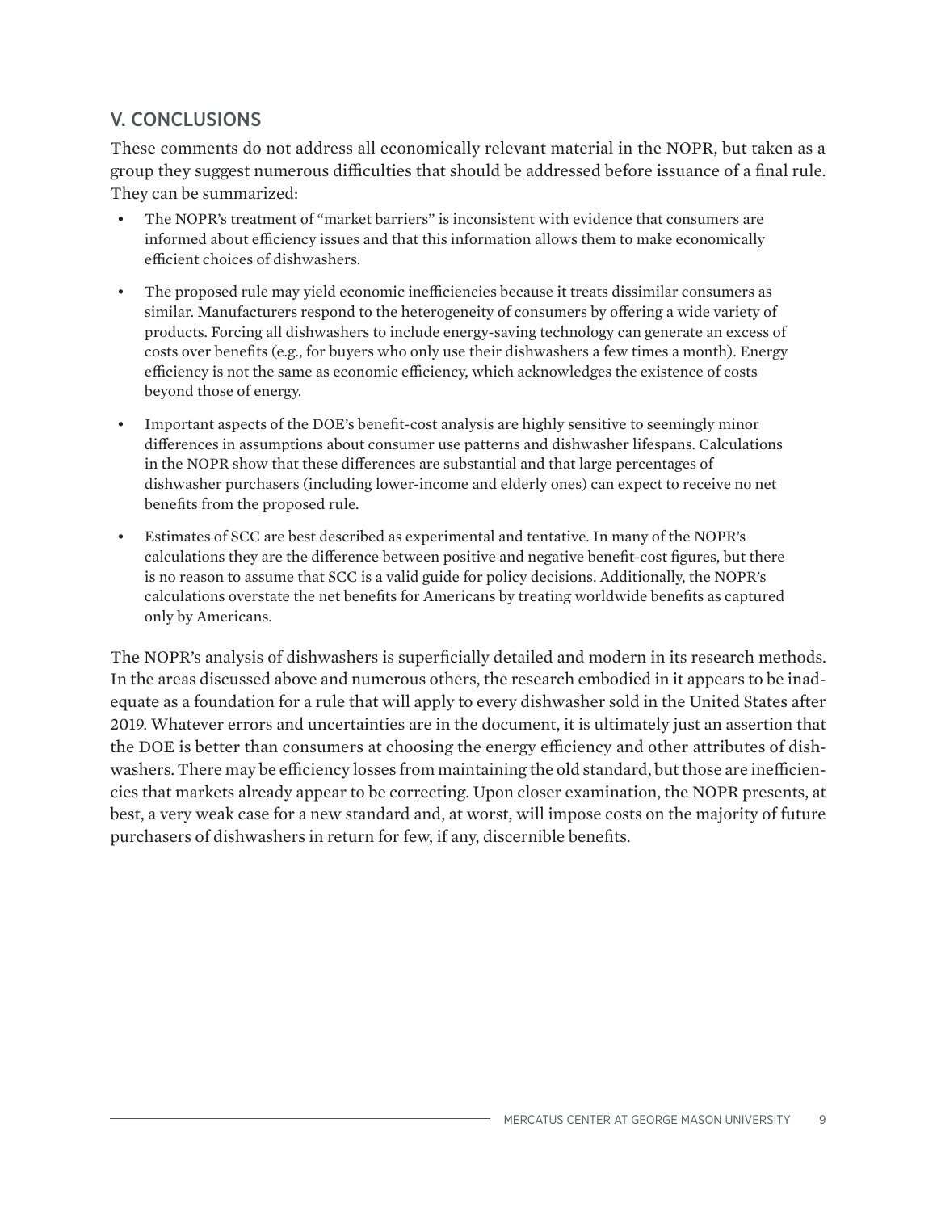## V. CONCLUSIONS

These comments do not address all economically relevant material in the NOPR, but taken as a group they suggest numerous difficulties that should be addressed before issuance of a final rule. They can be summarized:

- The NOPR's treatment of "market barriers" is inconsistent with evidence that consumers are informed about efficiency issues and that this information allows them to make economically efficient choices of dishwashers.
- The proposed rule may yield economic inefficiencies because it treats dissimilar consumers as similar. Manufacturers respond to the heterogeneity of consumers by offering a wide variety of products. Forcing all dishwashers to include energy-saving technology can generate an excess of costs over benefits (e.g., for buyers who only use their dishwashers a few times a month). Energy efficiency is not the same as economic efficiency, which acknowledges the existence of costs beyond those of energy.
- Important aspects of the DOE's benefit-cost analysis are highly sensitive to seemingly minor differences in assumptions about consumer use patterns and dishwasher lifespans. Calculations in the NOPR show that these differences are substantial and that large percentages of dishwasher purchasers (including lower-income and elderly ones) can expect to receive no net benefits from the proposed rule.
- Estimates of SCC are best described as experimental and tentative. In many of the NOPR's calculations they are the difference between positive and negative benefit-cost figures, but there is no reason to assume that SCC is a valid guide for policy decisions. Additionally, the NOPR's calculations overstate the net benefits for Americans by treating worldwide benefits as captured only by Americans.

The NOPR's analysis of dishwashers is superficially detailed and modern in its research methods. In the areas discussed above and numerous others, the research embodied in it appears to be inadequate as a foundation for a rule that will apply to every dishwasher sold in the United States after 2019. Whatever errors and uncertainties are in the document, it is ultimately just an assertion that the DOE is better than consumers at choosing the energy efficiency and other attributes of dishwashers. There may be efficiency losses from maintaining the old standard, but those are inefficiencies that markets already appear to be correcting. Upon closer examination, the NOPR presents, at best, a very weak case for a new standard and, at worst, will impose costs on the majority of future purchasers of dishwashers in return for few, if any, discernible benefits.